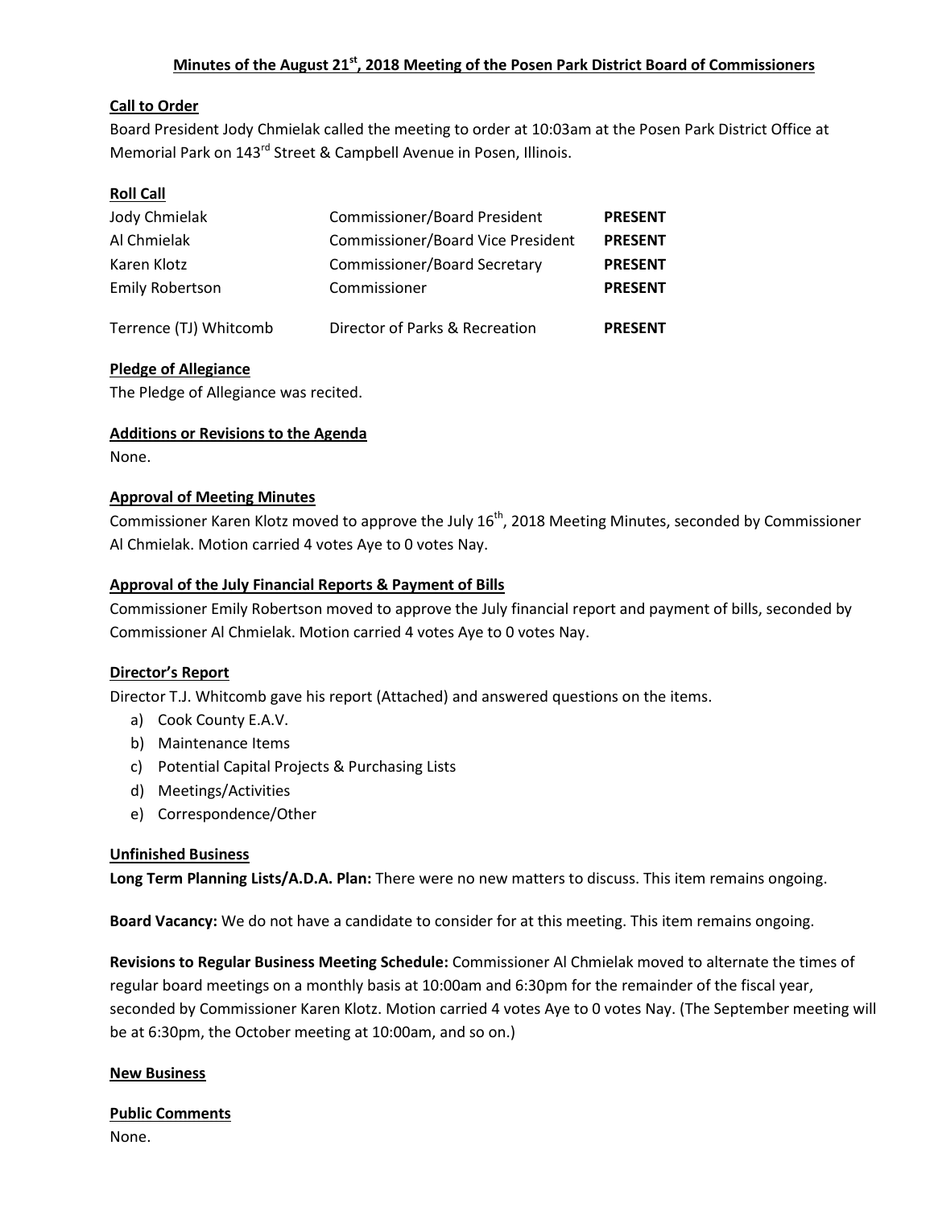# Minutes of the August 21st, 2018 Meeting of the Posen Park District Board of Commissioners

## Call to Order

Board President Jody Chmielak called the meeting to order at 10:03am at the Posen Park District Office at Memorial Park on 143rd Street & Campbell Avenue in Posen, Illinois.

## Roll Call

| | | |
|---|---|---|
| Jody Chmielak | Commissioner/Board President | **PRESENT** |
| Al Chmielak | Commissioner/Board Vice President | **PRESENT** |
| Karen Klotz | Commissioner/Board Secretary | **PRESENT** |
| Emily Robertson | Commissioner | **PRESENT** |
| Terrence (TJ) Whitcomb | Director of Parks & Recreation | **PRESENT** |

## Pledge of Allegiance

The Pledge of Allegiance was recited.

## Additions or Revisions to the Agenda

None.

## Approval of Meeting Minutes

Commissioner Karen Klotz moved to approve the July 16th, 2018 Meeting Minutes, seconded by Commissioner Al Chmielak. Motion carried 4 votes Aye to 0 votes Nay.

## Approval of the July Financial Reports & Payment of Bills

Commissioner Emily Robertson moved to approve the July financial report and payment of bills, seconded by Commissioner Al Chmielak. Motion carried 4 votes Aye to 0 votes Nay.

## Director's Report

Director T.J. Whitcomb gave his report (Attached) and answered questions on the items.

a) Cook County E.A.V.
b) Maintenance Items
c) Potential Capital Projects & Purchasing Lists
d) Meetings/Activities
e) Correspondence/Other

## Unfinished Business

**Long Term Planning Lists/A.D.A. Plan:** There were no new matters to discuss. This item remains ongoing.

**Board Vacancy:** We do not have a candidate to consider for at this meeting. This item remains ongoing.

**Revisions to Regular Business Meeting Schedule:** Commissioner Al Chmielak moved to alternate the times of regular board meetings on a monthly basis at 10:00am and 6:30pm for the remainder of the fiscal year, seconded by Commissioner Karen Klotz. Motion carried 4 votes Aye to 0 votes Nay. (The September meeting will be at 6:30pm, the October meeting at 10:00am, and so on.)

## New Business

## Public Comments

None.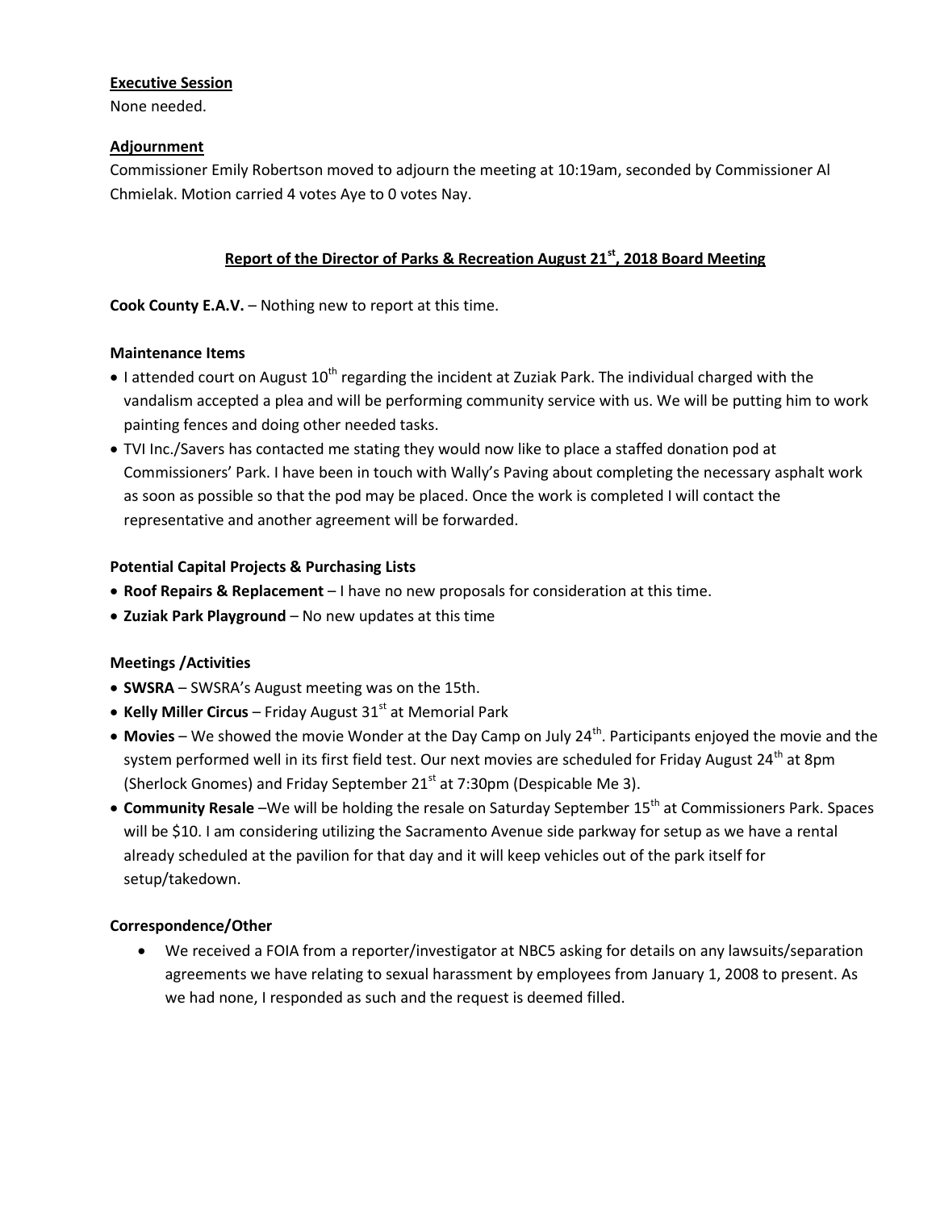**Executive Session**

None needed.

**Adjournment**

Commissioner Emily Robertson moved to adjourn the meeting at 10:19am, seconded by Commissioner Al Chmielak. Motion carried 4 votes Aye to 0 votes Nay.

## Report of the Director of Parks & Recreation August 21st, 2018 Board Meeting

**Cook County E.A.V.** – Nothing new to report at this time.

**Maintenance Items**

- I attended court on August 10th regarding the incident at Zuziak Park. The individual charged with the vandalism accepted a plea and will be performing community service with us. We will be putting him to work painting fences and doing other needed tasks.
- TVI Inc./Savers has contacted me stating they would now like to place a staffed donation pod at Commissioners' Park. I have been in touch with Wally's Paving about completing the necessary asphalt work as soon as possible so that the pod may be placed. Once the work is completed I will contact the representative and another agreement will be forwarded.

**Potential Capital Projects & Purchasing Lists**

- **Roof Repairs & Replacement** – I have no new proposals for consideration at this time.
- **Zuziak Park Playground** – No new updates at this time

**Meetings /Activities**

- **SWSRA** – SWSRA's August meeting was on the 15th.
- **Kelly Miller Circus** – Friday August 31st at Memorial Park
- **Movies** – We showed the movie Wonder at the Day Camp on July 24th. Participants enjoyed the movie and the system performed well in its first field test. Our next movies are scheduled for Friday August 24th at 8pm (Sherlock Gnomes) and Friday September 21st at 7:30pm (Despicable Me 3).
- **Community Resale** –We will be holding the resale on Saturday September 15th at Commissioners Park. Spaces will be $10. I am considering utilizing the Sacramento Avenue side parkway for setup as we have a rental already scheduled at the pavilion for that day and it will keep vehicles out of the park itself for setup/takedown.

**Correspondence/Other**

- We received a FOIA from a reporter/investigator at NBC5 asking for details on any lawsuits/separation agreements we have relating to sexual harassment by employees from January 1, 2008 to present. As we had none, I responded as such and the request is deemed filled.